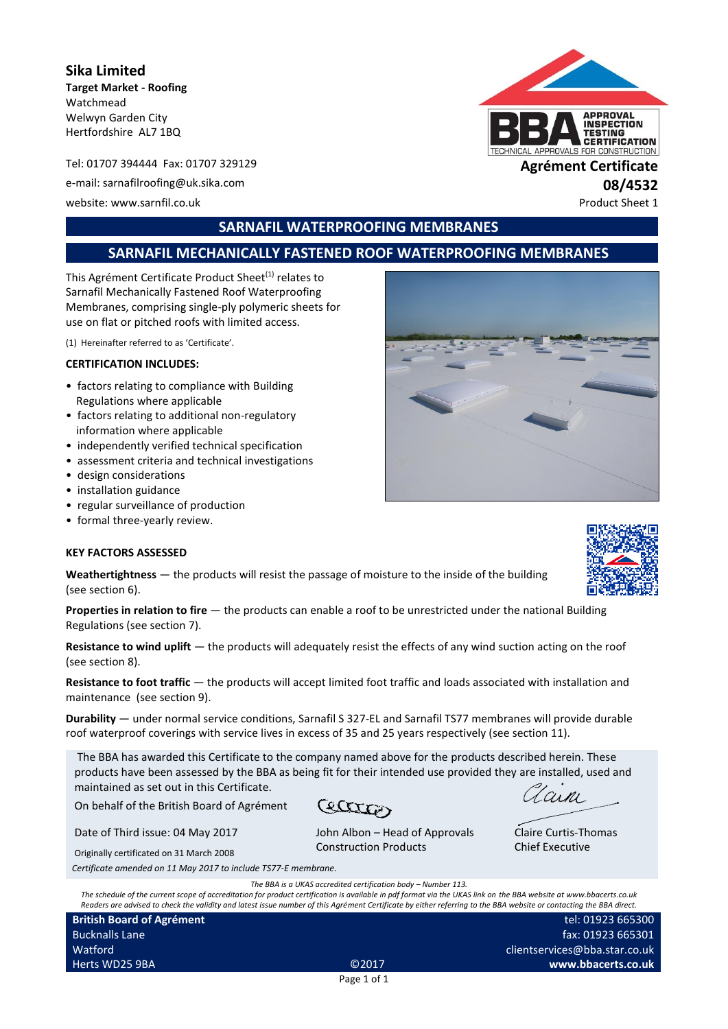**Sika Limited**
**Target Market - Roofing**
Watchmead
Welwyn Garden City
Hertfordshire AL7 1BQ

Tel: 01707 394444 Fax: 01707 329129
e-mail: sarnafilroofing@uk.sika.com
website: www.sarnfil.co.uk

**Agrément Certificate**
**08/4532**
Product Sheet 1

## SARNAFIL WATERPROOFING MEMBRANES

## SARNAFIL MECHANICALLY FASTENED ROOF WATERPROOFING MEMBRANES

This Agrément Certificate Product Sheet[(1)] relates to Sarnafil Mechanically Fastened Roof Waterproofing Membranes, comprising single-ply polymeric sheets for use on flat or pitched roofs with limited access.

(1) Hereinafter referred to as 'Certificate'.

**CERTIFICATION INCLUDES:**

- factors relating to compliance with Building Regulations where applicable
- factors relating to additional non-regulatory information where applicable
- independently verified technical specification
- assessment criteria and technical investigations
- design considerations
- installation guidance
- regular surveillance of production
- formal three-yearly review.

**KEY FACTORS ASSESSED**

**Weathertightness** — the products will resist the passage of moisture to the inside of the building (see section 6).

**Properties in relation to fire** — the products can enable a roof to be unrestricted under the national Building Regulations (see section 7).

**Resistance to wind uplift** — the products will adequately resist the effects of any wind suction acting on the roof (see section 8).

**Resistance to foot traffic** — the products will accept limited foot traffic and loads associated with installation and maintenance (see section 9).

**Durability** — under normal service conditions, Sarnafil S 327-EL and Sarnafil TS77 membranes will provide durable roof waterproof coverings with service lives in excess of 35 and 25 years respectively (see section 11).

The BBA has awarded this Certificate to the company named above for the products described herein. These products have been assessed by the BBA as being fit for their intended use provided they are installed, used and maintained as set out in this Certificate.

On behalf of the British Board of Agrément

Date of Third issue: 04 May 2017

Originally certificated on 31 March 2008

John Albon – Head of Approvals
Construction Products

Claire Curtis-Thomas
Chief Executive

*Certificate amended on 11 May 2017 to include TS77-E membrane.*

*The BBA is a UKAS accredited certification body – Number 113.*
*The schedule of the current scope of accreditation for product certification is available in pdf format via the UKAS link on the BBA website at www.bbacerts.co.uk*
*Readers are advised to check the validity and latest issue number of this Agrément Certificate by either referring to the BBA website or contacting the BBA direct.*

**British Board of Agrément**
Bucknalls Lane
Watford
Herts WD25 9BA

©2017

tel: 01923 665300
fax: 01923 665301
clientservices@bba.star.co.uk
**www.bbacerts.co.uk**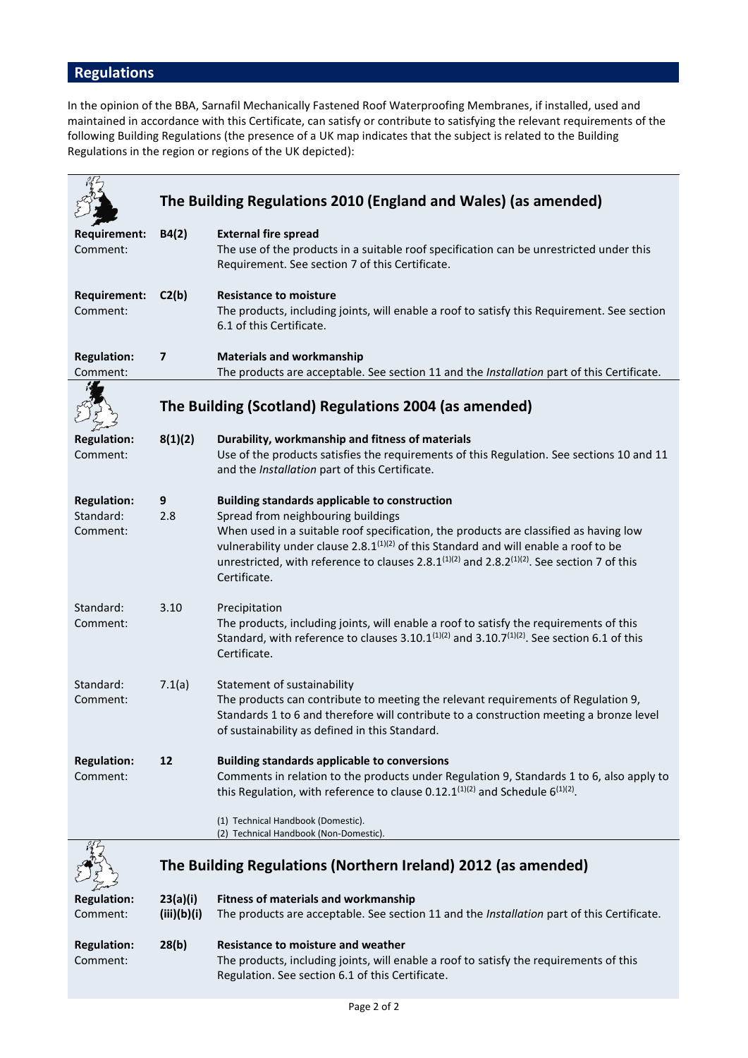## Regulations

In the opinion of the BBA, Sarnafil Mechanically Fastened Roof Waterproofing Membranes, if installed, used and maintained in accordance with this Certificate, can satisfy or contribute to satisfying the relevant requirements of the following Building Regulations (the presence of a UK map indicates that the subject is related to the Building Regulations in the region or regions of the UK depicted):

### The Building Regulations 2010 (England and Wales) (as amended)

**Requirement:** **B4(2)** **External fire spread**
Comment: The use of the products in a suitable roof specification can be unrestricted under this Requirement. See section 7 of this Certificate.

**Requirement:** **C2(b)** **Resistance to moisture**
Comment: The products, including joints, will enable a roof to satisfy this Requirement. See section 6.1 of this Certificate.

**Regulation:** **7** **Materials and workmanship**
Comment: The products are acceptable. See section 11 and the *Installation* part of this Certificate.

### The Building (Scotland) Regulations 2004 (as amended)

**Regulation:** **8(1)(2)** **Durability, workmanship and fitness of materials**
Comment: Use of the products satisfies the requirements of this Regulation. See sections 10 and 11 and the *Installation* part of this Certificate.

**Regulation:** **9** **Building standards applicable to construction**
Standard: 2.8 Spread from neighbouring buildings
Comment: When used in a suitable roof specification, the products are classified as having low vulnerability under clause 2.8.1(1)(2) of this Standard and will enable a roof to be unrestricted, with reference to clauses 2.8.1(1)(2) and 2.8.2(1)(2). See section 7 of this Certificate.

Standard: 3.10 Precipitation
Comment: The products, including joints, will enable a roof to satisfy the requirements of this Standard, with reference to clauses 3.10.1(1)(2) and 3.10.7(1)(2). See section 6.1 of this Certificate.

Standard: 7.1(a) Statement of sustainability
Comment: The products can contribute to meeting the relevant requirements of Regulation 9, Standards 1 to 6 and therefore will contribute to a construction meeting a bronze level of sustainability as defined in this Standard.

**Regulation:** **12** **Building standards applicable to conversions**
Comment: Comments in relation to the products under Regulation 9, Standards 1 to 6, also apply to this Regulation, with reference to clause 0.12.1(1)(2) and Schedule 6(1)(2).

(1) Technical Handbook (Domestic).
(2) Technical Handbook (Non-Domestic).

### The Building Regulations (Northern Ireland) 2012 (as amended)

**Regulation:** **23(a)(i)(iii)(b)(i)** **Fitness of materials and workmanship**
Comment: The products are acceptable. See section 11 and the *Installation* part of this Certificate.

**Regulation:** **28(b)** **Resistance to moisture and weather**
Comment: The products, including joints, will enable a roof to satisfy the requirements of this Regulation. See section 6.1 of this Certificate.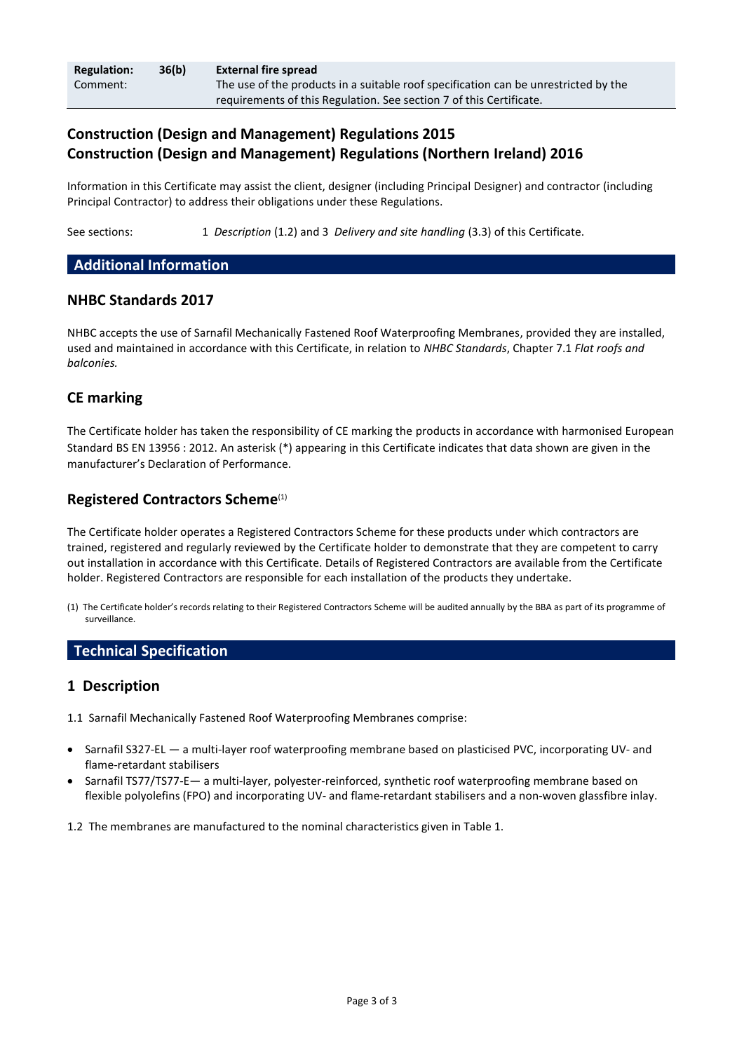| **Regulation:** | **36(b)** | **External fire spread** |
| --- | --- | --- |
| Comment: | | The use of the products in a suitable roof specification can be unrestricted by the requirements of this Regulation. See section 7 of this Certificate. |

## Construction (Design and Management) Regulations 2015
## Construction (Design and Management) Regulations (Northern Ireland) 2016

Information in this Certificate may assist the client, designer (including Principal Designer) and contractor (including Principal Contractor) to address their obligations under these Regulations.

See sections: 1 *Description* (1.2) and 3 *Delivery and site handling* (3.3) of this Certificate.

# Additional Information

## NHBC Standards 2017

NHBC accepts the use of Sarnafil Mechanically Fastened Roof Waterproofing Membranes, provided they are installed, used and maintained in accordance with this Certificate, in relation to *NHBC Standards*, Chapter 7.1 *Flat roofs and balconies.*

## CE marking

The Certificate holder has taken the responsibility of CE marking the products in accordance with harmonised European Standard BS EN 13956 : 2012. An asterisk (*) appearing in this Certificate indicates that data shown are given in the manufacturer's Declaration of Performance.

## Registered Contractors Scheme[1]

The Certificate holder operates a Registered Contractors Scheme for these products under which contractors are trained, registered and regularly reviewed by the Certificate holder to demonstrate that they are competent to carry out installation in accordance with this Certificate. Details of Registered Contractors are available from the Certificate holder. Registered Contractors are responsible for each installation of the products they undertake.

(1) The Certificate holder's records relating to their Registered Contractors Scheme will be audited annually by the BBA as part of its programme of surveillance.

# Technical Specification

## 1 Description

1.1 Sarnafil Mechanically Fastened Roof Waterproofing Membranes comprise:

- Sarnafil S327-EL — a multi-layer roof waterproofing membrane based on plasticised PVC, incorporating UV- and flame-retardant stabilisers
- Sarnafil TS77/TS77-E— a multi-layer, polyester-reinforced, synthetic roof waterproofing membrane based on flexible polyolefins (FPO) and incorporating UV- and flame-retardant stabilisers and a non-woven glassfibre inlay.

1.2 The membranes are manufactured to the nominal characteristics given in Table 1.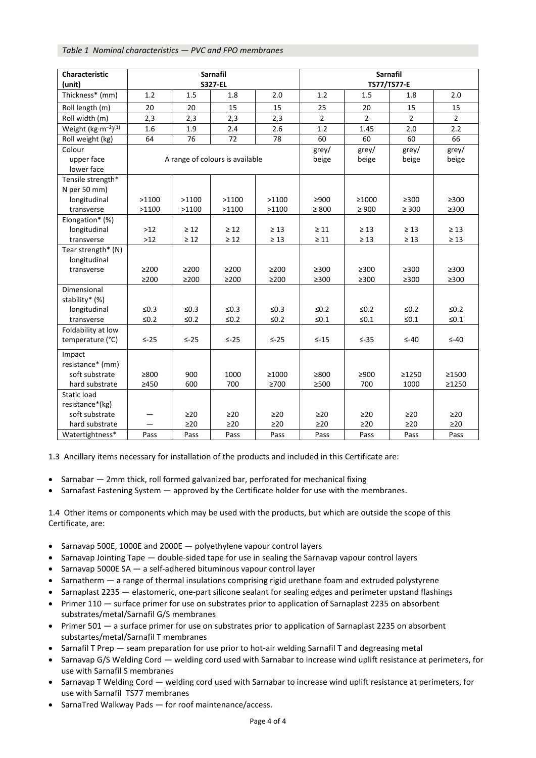*Table 1 Nominal characteristics — PVC and FPO membranes*

| Characteristic (unit) | Sarnafil S327-EL | | | | Sarnafil TS77/TS77-E | | | |
|---|---|---|---|---|---|---|---|---|
| Thickness* (mm) | 1.2 | 1.5 | 1.8 | 2.0 | 1.2 | 1.5 | 1.8 | 2.0 |
| Roll length (m) | 20 | 20 | 15 | 15 | 25 | 20 | 15 | 15 |
| Roll width (m) | 2,3 | 2,3 | 2,3 | 2,3 | 2 | 2 | 2 | 2 |
| Weight ($kg{\cdot}m^{-2}$)[(1)] | 1.6 | 1.9 | 2.4 | 2.6 | 1.2 | 1.45 | 2.0 | 2.2 |
| Roll weight (kg) | 64 | 76 | 72 | 78 | 60 | 60 | 60 | 66 |
| Colour<br>upper face<br>lower face | A range of colours is available | | | | grey/<br>beige | grey/<br>beige | grey/<br>beige | grey/<br>beige |
| Tensile strength* N per 50 mm)<br>longitudinal<br>transverse | <br>>1100<br>>1100 | <br>>1100<br>>1100 | <br>>1100<br>>1100 | <br>>1100<br>>1100 | <br>≥900<br>≥ 800 | <br>≥1000<br>≥ 900 | <br>≥300<br>≥ 300 | <br>≥300<br>≥300 |
| Elongation* (%)<br>longitudinal<br>transverse | <br>>12<br>>12 | <br>≥ 12<br>≥ 12 | <br>≥ 12<br>≥ 12 | <br>≥ 13<br>≥ 13 | <br>≥ 11<br>≥ 11 | <br>≥ 13<br>≥ 13 | <br>≥ 13<br>≥ 13 | <br>≥ 13<br>≥ 13 |
| Tear strength* (N)<br>longitudinal<br>transverse | <br>≥200<br>≥200 | <br>≥200<br>≥200 | <br>≥200<br>≥200 | <br>≥200<br>≥200 | <br>≥300<br>≥300 | <br>≥300<br>≥300 | <br>≥300<br>≥300 | <br>≥300<br>≥300 |
| Dimensional stability* (%)<br>longitudinal<br>transverse | <br>≤0.3<br>≤0.2 | <br>≤0.3<br>≤0.2 | <br>≤0.3<br>≤0.2 | <br>≤0.3<br>≤0.2 | <br>≤0.2<br>≤0.1 | <br>≤0.2<br>≤0.1 | <br>≤0.2<br>≤0.1 | <br>≤0.2<br>≤0.1 |
| Foldability at low temperature (°C) | ≤-25 | ≤-25 | ≤-25 | ≤-25 | ≤-15 | ≤-35 | ≤-40 | ≤-40 |
| Impact resistance* (mm)<br>soft substrate<br>hard substrate | <br>≥800<br>≥450 | <br>900<br>600 | <br>1000<br>700 | <br>≥1000<br>≥700 | <br>≥800<br>≥500 | <br>≥900<br>700 | <br>≥1250<br>1000 | <br>≥1500<br>≥1250 |
| Static load resistance*(kg)<br>soft substrate<br>hard substrate | <br>—<br>— | <br>≥20<br>≥20 | <br>≥20<br>≥20 | <br>≥20<br>≥20 | <br>≥20<br>≥20 | <br>≥20<br>≥20 | <br>≥20<br>≥20 | <br>≥20<br>≥20 |
| Watertightness* | Pass | Pass | Pass | Pass | Pass | Pass | Pass | Pass |

1.3 Ancillary items necessary for installation of the products and included in this Certificate are:

- Sarnabar — 2mm thick, roll formed galvanized bar, perforated for mechanical fixing
- Sarnafast Fastening System — approved by the Certificate holder for use with the membranes.

1.4 Other items or components which may be used with the products, but which are outside the scope of this Certificate, are:

- Sarnavap 500E, 1000E and 2000E — polyethylene vapour control layers
- Sarnavap Jointing Tape — double-sided tape for use in sealing the Sarnavap vapour control layers
- Sarnavap 5000E SA — a self-adhered bituminous vapour control layer
- Sarnatherm — a range of thermal insulations comprising rigid urethane foam and extruded polystyrene
- Sarnaplast 2235 — elastomeric, one-part silicone sealant for sealing edges and perimeter upstand flashings
- Primer 110 — surface primer for use on substrates prior to application of Sarnaplast 2235 on absorbent substrates/metal/Sarnafil G/S membranes
- Primer 501 — a surface primer for use on substrates prior to application of Sarnaplast 2235 on absorbent substartes/metal/Sarnafil T membranes
- Sarnafil T Prep — seam preparation for use prior to hot-air welding Sarnafil T and degreasing metal
- Sarnavap G/S Welding Cord — welding cord used with Sarnabar to increase wind uplift resistance at perimeters, for use with Sarnafil S membranes
- Sarnavap T Welding Cord — welding cord used with Sarnabar to increase wind uplift resistance at perimeters, for use with Sarnafil TS77 membranes
- SarnaTred Walkway Pads — for roof maintenance/access.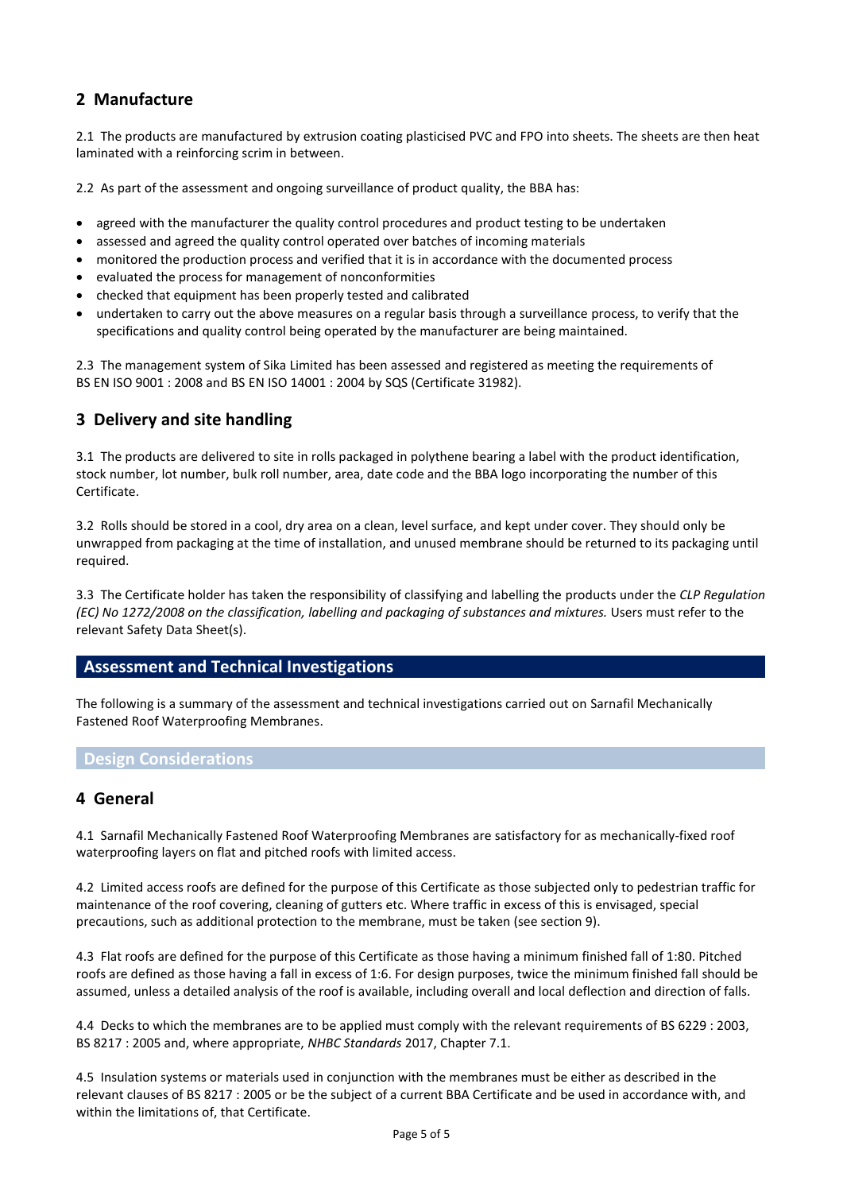## 2 Manufacture

2.1 The products are manufactured by extrusion coating plasticised PVC and FPO into sheets. The sheets are then heat laminated with a reinforcing scrim in between.

2.2 As part of the assessment and ongoing surveillance of product quality, the BBA has:

- agreed with the manufacturer the quality control procedures and product testing to be undertaken
- assessed and agreed the quality control operated over batches of incoming materials
- monitored the production process and verified that it is in accordance with the documented process
- evaluated the process for management of nonconformities
- checked that equipment has been properly tested and calibrated
- undertaken to carry out the above measures on a regular basis through a surveillance process, to verify that the specifications and quality control being operated by the manufacturer are being maintained.

2.3 The management system of Sika Limited has been assessed and registered as meeting the requirements of BS EN ISO 9001 : 2008 and BS EN ISO 14001 : 2004 by SQS (Certificate 31982).

## 3 Delivery and site handling

3.1 The products are delivered to site in rolls packaged in polythene bearing a label with the product identification, stock number, lot number, bulk roll number, area, date code and the BBA logo incorporating the number of this Certificate.

3.2 Rolls should be stored in a cool, dry area on a clean, level surface, and kept under cover. They should only be unwrapped from packaging at the time of installation, and unused membrane should be returned to its packaging until required.

3.3 The Certificate holder has taken the responsibility of classifying and labelling the products under the *CLP Regulation (EC) No 1272/2008 on the classification, labelling and packaging of substances and mixtures.* Users must refer to the relevant Safety Data Sheet(s).

# Assessment and Technical Investigations

The following is a summary of the assessment and technical investigations carried out on Sarnafil Mechanically Fastened Roof Waterproofing Membranes.

### Design Considerations

## 4 General

4.1 Sarnafil Mechanically Fastened Roof Waterproofing Membranes are satisfactory for as mechanically-fixed roof waterproofing layers on flat and pitched roofs with limited access.

4.2 Limited access roofs are defined for the purpose of this Certificate as those subjected only to pedestrian traffic for maintenance of the roof covering, cleaning of gutters etc. Where traffic in excess of this is envisaged, special precautions, such as additional protection to the membrane, must be taken (see section 9).

4.3 Flat roofs are defined for the purpose of this Certificate as those having a minimum finished fall of 1:80. Pitched roofs are defined as those having a fall in excess of 1:6. For design purposes, twice the minimum finished fall should be assumed, unless a detailed analysis of the roof is available, including overall and local deflection and direction of falls.

4.4 Decks to which the membranes are to be applied must comply with the relevant requirements of BS 6229 : 2003, BS 8217 : 2005 and, where appropriate, *NHBC Standards* 2017, Chapter 7.1.

4.5 Insulation systems or materials used in conjunction with the membranes must be either as described in the relevant clauses of BS 8217 : 2005 or be the subject of a current BBA Certificate and be used in accordance with, and within the limitations of, that Certificate.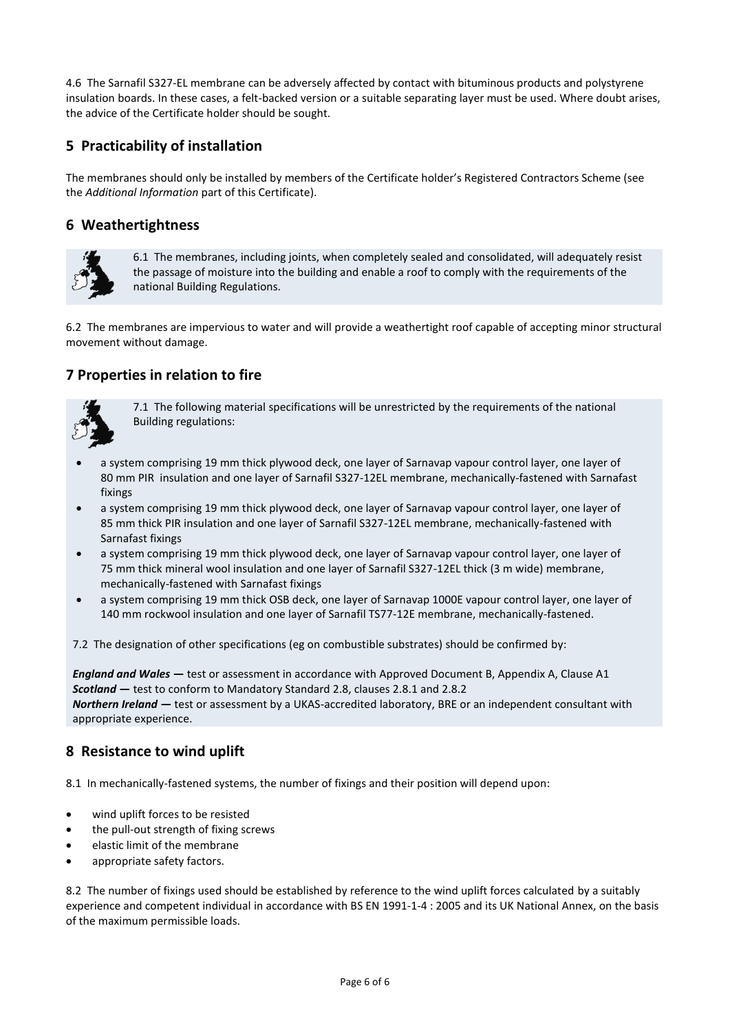4.6 The Sarnafil S327-EL membrane can be adversely affected by contact with bituminous products and polystyrene insulation boards. In these cases, a felt-backed version or a suitable separating layer must be used. Where doubt arises, the advice of the Certificate holder should be sought.

## 5 Practicability of installation

The membranes should only be installed by members of the Certificate holder's Registered Contractors Scheme (see the *Additional Information* part of this Certificate).

## 6 Weathertightness

6.1 The membranes, including joints, when completely sealed and consolidated, will adequately resist the passage of moisture into the building and enable a roof to comply with the requirements of the national Building Regulations.

6.2 The membranes are impervious to water and will provide a weathertight roof capable of accepting minor structural movement without damage.

## 7 Properties in relation to fire

7.1 The following material specifications will be unrestricted by the requirements of the national Building regulations:

- a system comprising 19 mm thick plywood deck, one layer of Sarnavap vapour control layer, one layer of 80 mm PIR insulation and one layer of Sarnafil S327-12EL membrane, mechanically-fastened with Sarnafast fixings
- a system comprising 19 mm thick plywood deck, one layer of Sarnavap vapour control layer, one layer of 85 mm thick PIR insulation and one layer of Sarnafil S327-12EL membrane, mechanically-fastened with Sarnafast fixings
- a system comprising 19 mm thick plywood deck, one layer of Sarnavap vapour control layer, one layer of 75 mm thick mineral wool insulation and one layer of Sarnafil S327-12EL thick (3 m wide) membrane, mechanically-fastened with Sarnafast fixings
- a system comprising 19 mm thick OSB deck, one layer of Sarnavap 1000E vapour control layer, one layer of 140 mm rockwool insulation and one layer of Sarnafil TS77-12E membrane, mechanically-fastened.

7.2 The designation of other specifications (eg on combustible substrates) should be confirmed by:

***England and Wales*** **—** test or assessment in accordance with Approved Document B, Appendix A, Clause A1
***Scotland*** **—** test to conform to Mandatory Standard 2.8, clauses 2.8.1 and 2.8.2
***Northern Ireland*** **—** test or assessment by a UKAS-accredited laboratory, BRE or an independent consultant with appropriate experience.

## 8 Resistance to wind uplift

8.1 In mechanically-fastened systems, the number of fixings and their position will depend upon:

- wind uplift forces to be resisted
- the pull-out strength of fixing screws
- elastic limit of the membrane
- appropriate safety factors.

8.2 The number of fixings used should be established by reference to the wind uplift forces calculated by a suitably experience and competent individual in accordance with BS EN 1991-1-4 : 2005 and its UK National Annex, on the basis of the maximum permissible loads.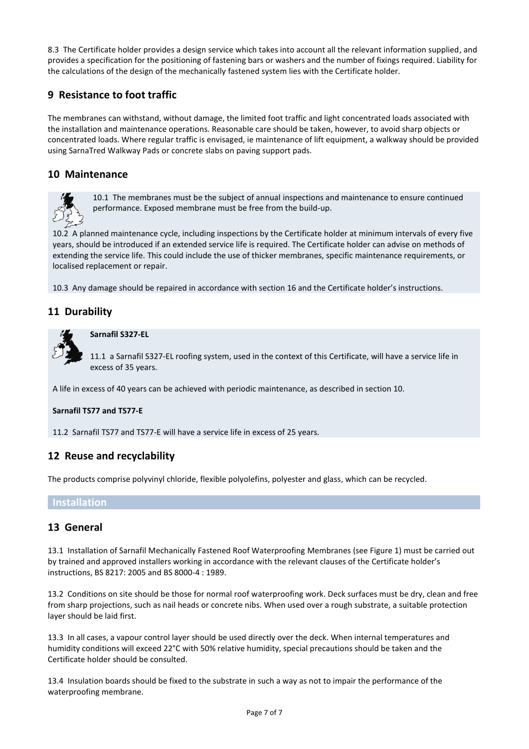8.3 The Certificate holder provides a design service which takes into account all the relevant information supplied, and provides a specification for the positioning of fastening bars or washers and the number of fixings required. Liability for the calculations of the design of the mechanically fastened system lies with the Certificate holder.

## 9 Resistance to foot traffic

The membranes can withstand, without damage, the limited foot traffic and light concentrated loads associated with the installation and maintenance operations. Reasonable care should be taken, however, to avoid sharp objects or concentrated loads. Where regular traffic is envisaged, ie maintenance of lift equipment, a walkway should be provided using SarnaTred Walkway Pads or concrete slabs on paving support pads.

## 10 Maintenance

10.1 The membranes must be the subject of annual inspections and maintenance to ensure continued performance. Exposed membrane must be free from the build-up.

10.2 A planned maintenance cycle, including inspections by the Certificate holder at minimum intervals of every five years, should be introduced if an extended service life is required. The Certificate holder can advise on methods of extending the service life. This could include the use of thicker membranes, specific maintenance requirements, or localised replacement or repair.

10.3 Any damage should be repaired in accordance with section 16 and the Certificate holder's instructions.

## 11 Durability

**Sarnafil S327-EL**

11.1 a Sarnafil S327-EL roofing system, used in the context of this Certificate, will have a service life in excess of 35 years.

A life in excess of 40 years can be achieved with periodic maintenance, as described in section 10.

**Sarnafil TS77 and TS77-E**

11.2 Sarnafil TS77 and TS77-E will have a service life in excess of 25 years.

## 12 Reuse and recyclability

The products comprise polyvinyl chloride, flexible polyolefins, polyester and glass, which can be recycled.

# Installation

## 13 General

13.1 Installation of Sarnafil Mechanically Fastened Roof Waterproofing Membranes (see Figure 1) must be carried out by trained and approved installers working in accordance with the relevant clauses of the Certificate holder's instructions, BS 8217: 2005 and BS 8000-4 : 1989.

13.2 Conditions on site should be those for normal roof waterproofing work. Deck surfaces must be dry, clean and free from sharp projections, such as nail heads or concrete nibs. When used over a rough substrate, a suitable protection layer should be laid first.

13.3 In all cases, a vapour control layer should be used directly over the deck. When internal temperatures and humidity conditions will exceed 22°C with 50% relative humidity, special precautions should be taken and the Certificate holder should be consulted.

13.4 Insulation boards should be fixed to the substrate in such a way as not to impair the performance of the waterproofing membrane.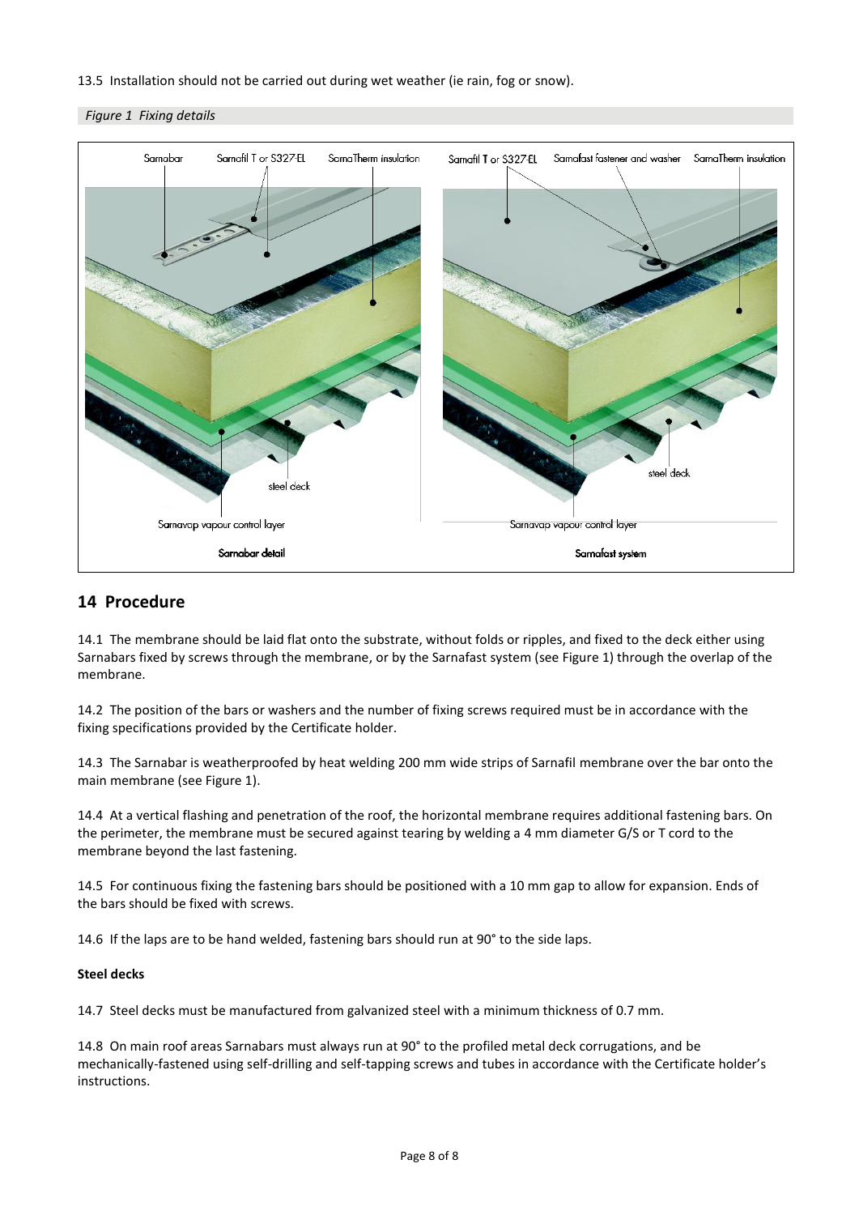13.5 Installation should not be carried out during wet weather (ie rain, fog or snow).

*Figure 1 Fixing details*

## 14 Procedure

14.1 The membrane should be laid flat onto the substrate, without folds or ripples, and fixed to the deck either using Sarnabars fixed by screws through the membrane, or by the Sarnafast system (see Figure 1) through the overlap of the membrane.

14.2 The position of the bars or washers and the number of fixing screws required must be in accordance with the fixing specifications provided by the Certificate holder.

14.3 The Sarnabar is weatherproofed by heat welding 200 mm wide strips of Sarnafil membrane over the bar onto the main membrane (see Figure 1).

14.4 At a vertical flashing and penetration of the roof, the horizontal membrane requires additional fastening bars. On the perimeter, the membrane must be secured against tearing by welding a 4 mm diameter G/S or T cord to the membrane beyond the last fastening.

14.5 For continuous fixing the fastening bars should be positioned with a 10 mm gap to allow for expansion. Ends of the bars should be fixed with screws.

14.6 If the laps are to be hand welded, fastening bars should run at 90° to the side laps.

**Steel decks**

14.7 Steel decks must be manufactured from galvanized steel with a minimum thickness of 0.7 mm.

14.8 On main roof areas Sarnabars must always run at 90° to the profiled metal deck corrugations, and be mechanically-fastened using self-drilling and self-tapping screws and tubes in accordance with the Certificate holder's instructions.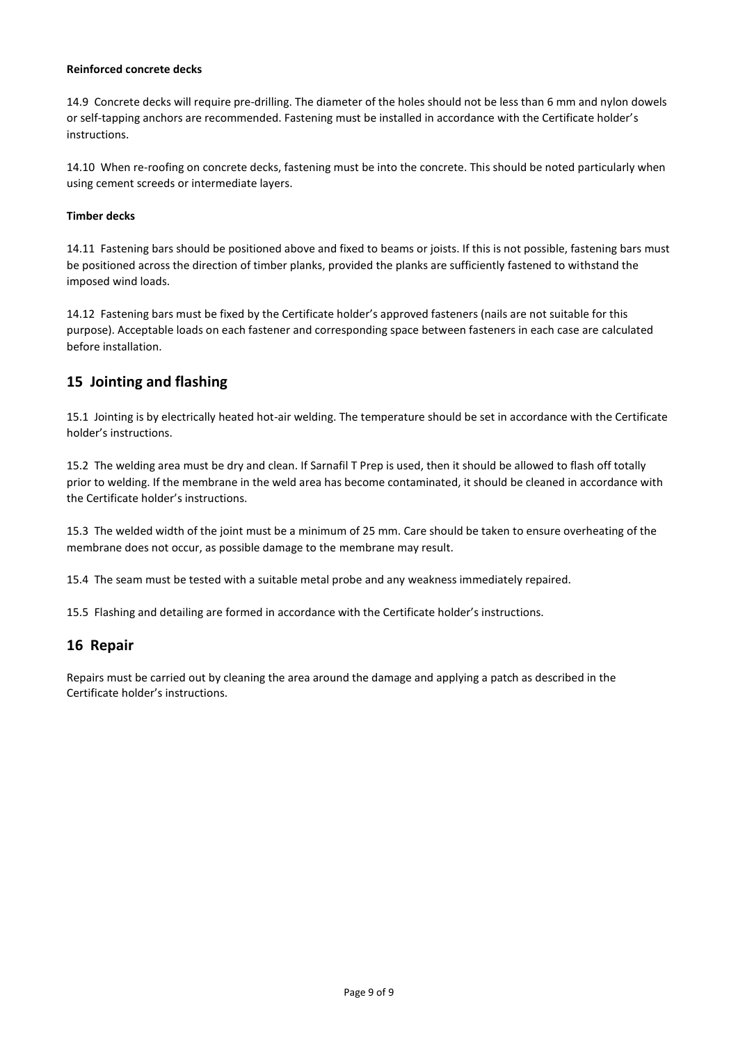**Reinforced concrete decks**

14.9 Concrete decks will require pre-drilling. The diameter of the holes should not be less than 6 mm and nylon dowels or self-tapping anchors are recommended. Fastening must be installed in accordance with the Certificate holder's instructions.

14.10 When re-roofing on concrete decks, fastening must be into the concrete. This should be noted particularly when using cement screeds or intermediate layers.

**Timber decks**

14.11 Fastening bars should be positioned above and fixed to beams or joists. If this is not possible, fastening bars must be positioned across the direction of timber planks, provided the planks are sufficiently fastened to withstand the imposed wind loads.

14.12 Fastening bars must be fixed by the Certificate holder's approved fasteners (nails are not suitable for this purpose). Acceptable loads on each fastener and corresponding space between fasteners in each case are calculated before installation.

## 15 Jointing and flashing

15.1 Jointing is by electrically heated hot-air welding. The temperature should be set in accordance with the Certificate holder's instructions.

15.2 The welding area must be dry and clean. If Sarnafil T Prep is used, then it should be allowed to flash off totally prior to welding. If the membrane in the weld area has become contaminated, it should be cleaned in accordance with the Certificate holder's instructions.

15.3 The welded width of the joint must be a minimum of 25 mm. Care should be taken to ensure overheating of the membrane does not occur, as possible damage to the membrane may result.

15.4 The seam must be tested with a suitable metal probe and any weakness immediately repaired.

15.5 Flashing and detailing are formed in accordance with the Certificate holder's instructions.

## 16 Repair

Repairs must be carried out by cleaning the area around the damage and applying a patch as described in the Certificate holder's instructions.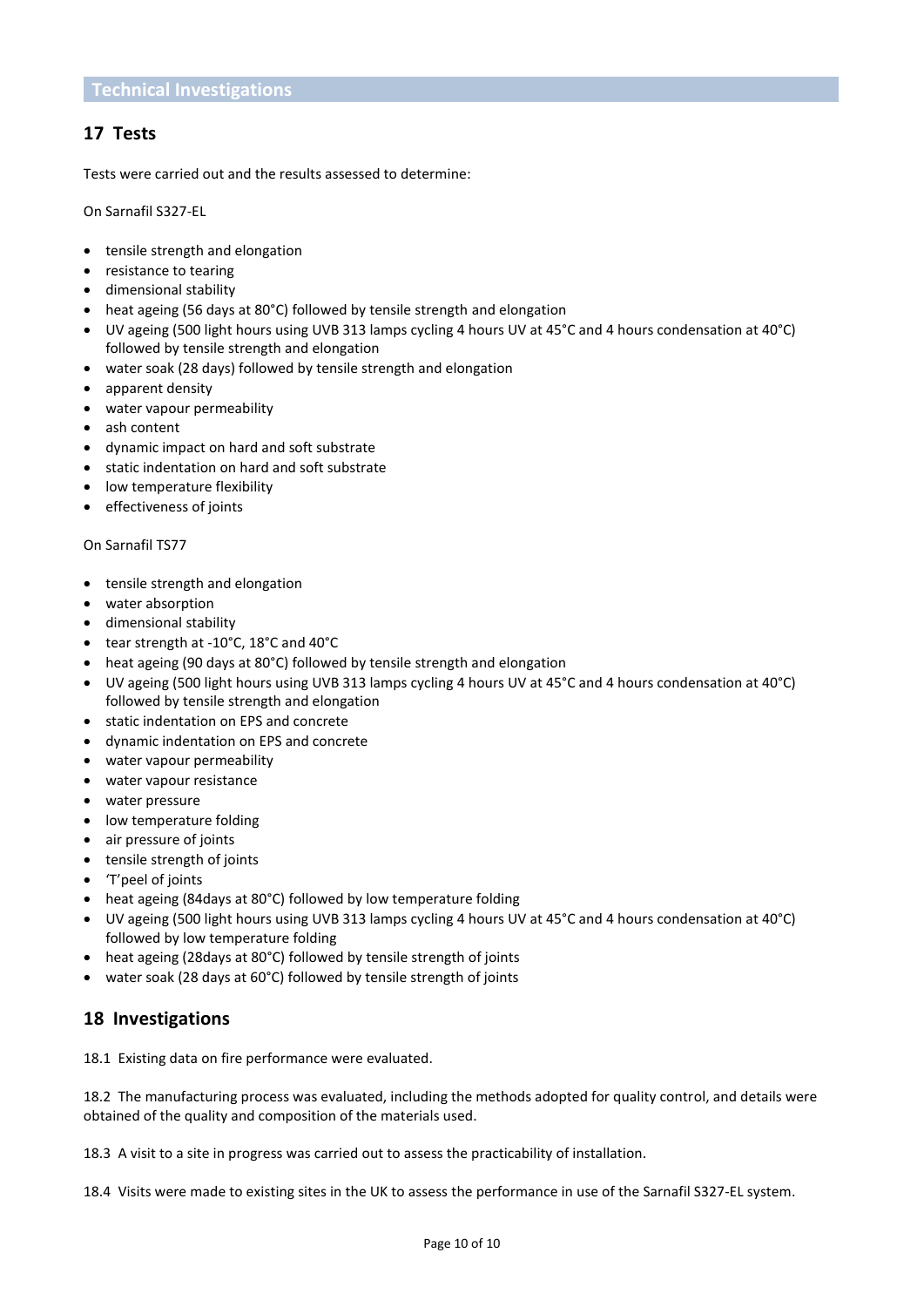## Technical Investigations

## 17 Tests

Tests were carried out and the results assessed to determine:

On Sarnafil S327-EL

- tensile strength and elongation
- resistance to tearing
- dimensional stability
- heat ageing (56 days at 80°C) followed by tensile strength and elongation
- UV ageing (500 light hours using UVB 313 lamps cycling 4 hours UV at 45°C and 4 hours condensation at 40°C) followed by tensile strength and elongation
- water soak (28 days) followed by tensile strength and elongation
- apparent density
- water vapour permeability
- ash content
- dynamic impact on hard and soft substrate
- static indentation on hard and soft substrate
- low temperature flexibility
- effectiveness of joints

On Sarnafil TS77

- tensile strength and elongation
- water absorption
- dimensional stability
- tear strength at -10°C, 18°C and 40°C
- heat ageing (90 days at 80°C) followed by tensile strength and elongation
- UV ageing (500 light hours using UVB 313 lamps cycling 4 hours UV at 45°C and 4 hours condensation at 40°C) followed by tensile strength and elongation
- static indentation on EPS and concrete
- dynamic indentation on EPS and concrete
- water vapour permeability
- water vapour resistance
- water pressure
- low temperature folding
- air pressure of joints
- tensile strength of joints
- 'T'peel of joints
- heat ageing (84days at 80°C) followed by low temperature folding
- UV ageing (500 light hours using UVB 313 lamps cycling 4 hours UV at 45°C and 4 hours condensation at 40°C) followed by low temperature folding
- heat ageing (28days at 80°C) followed by tensile strength of joints
- water soak (28 days at 60°C) followed by tensile strength of joints

## 18 Investigations

18.1 Existing data on fire performance were evaluated.

18.2 The manufacturing process was evaluated, including the methods adopted for quality control, and details were obtained of the quality and composition of the materials used.

18.3 A visit to a site in progress was carried out to assess the practicability of installation.

18.4 Visits were made to existing sites in the UK to assess the performance in use of the Sarnafil S327-EL system.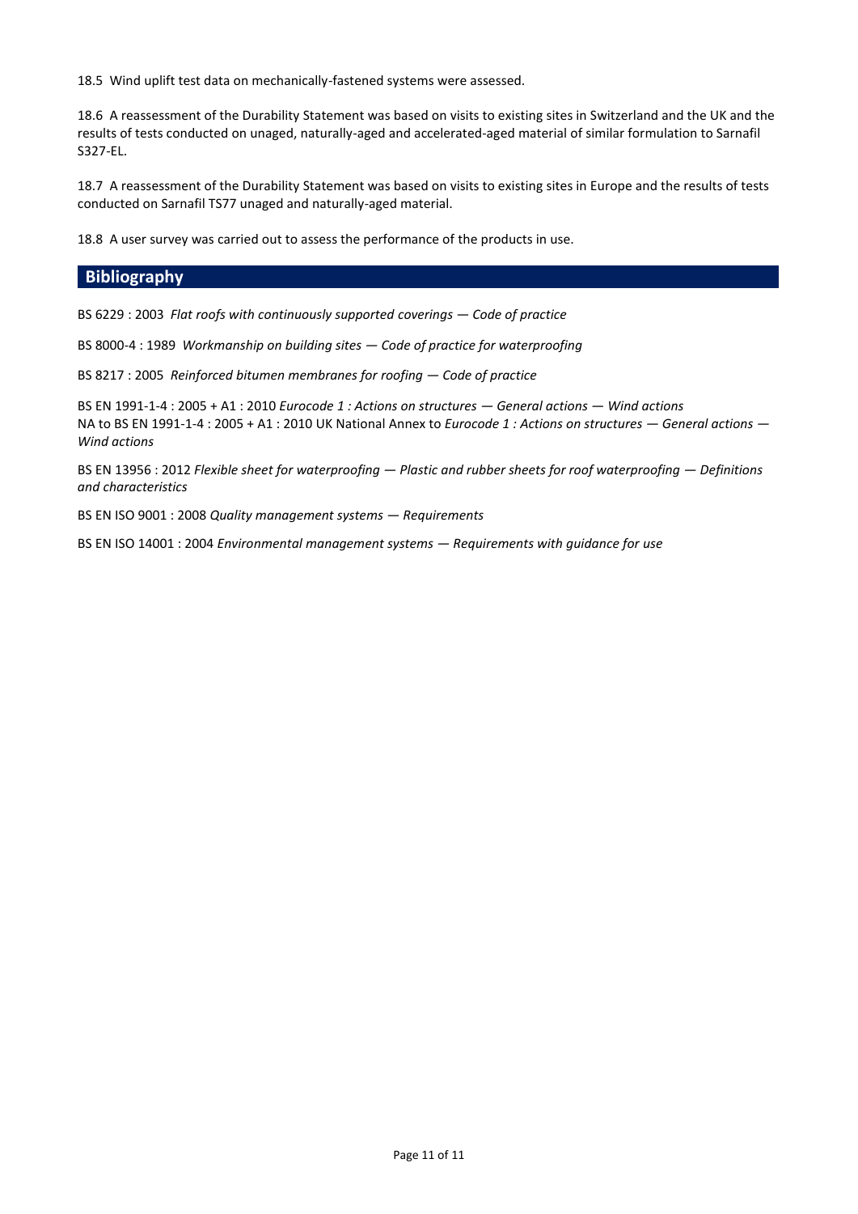18.5 Wind uplift test data on mechanically-fastened systems were assessed.

18.6 A reassessment of the Durability Statement was based on visits to existing sites in Switzerland and the UK and the results of tests conducted on unaged, naturally-aged and accelerated-aged material of similar formulation to Sarnafil S327-EL.

18.7 A reassessment of the Durability Statement was based on visits to existing sites in Europe and the results of tests conducted on Sarnafil TS77 unaged and naturally-aged material.

18.8 A user survey was carried out to assess the performance of the products in use.

## Bibliography

BS 6229 : 2003 *Flat roofs with continuously supported coverings — Code of practice*

BS 8000-4 : 1989 *Workmanship on building sites — Code of practice for waterproofing*

BS 8217 : 2005 *Reinforced bitumen membranes for roofing — Code of practice*

BS EN 1991-1-4 : 2005 + A1 : 2010 *Eurocode 1 : Actions on structures — General actions — Wind actions*
NA to BS EN 1991-1-4 : 2005 + A1 : 2010 UK National Annex to *Eurocode 1 : Actions on structures — General actions — Wind actions*

BS EN 13956 : 2012 *Flexible sheet for waterproofing — Plastic and rubber sheets for roof waterproofing — Definitions and characteristics*

BS EN ISO 9001 : 2008 *Quality management systems — Requirements*

BS EN ISO 14001 : 2004 *Environmental management systems — Requirements with guidance for use*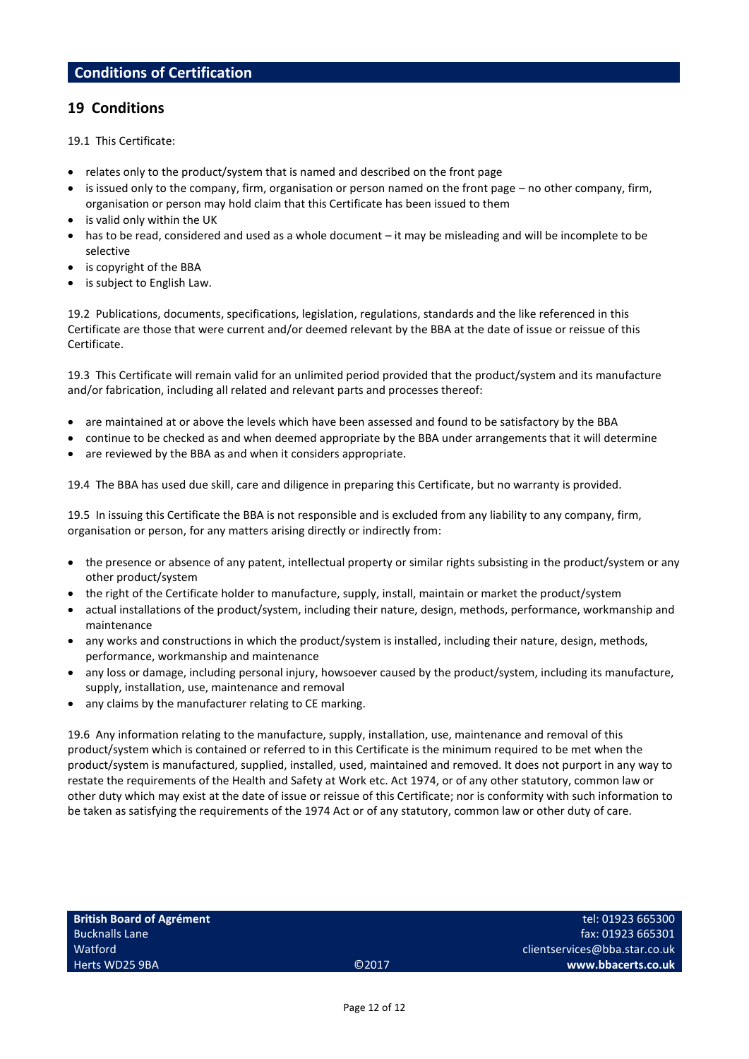## Conditions of Certification

## 19 Conditions

19.1 This Certificate:

- relates only to the product/system that is named and described on the front page
- is issued only to the company, firm, organisation or person named on the front page – no other company, firm, organisation or person may hold claim that this Certificate has been issued to them
- is valid only within the UK
- has to be read, considered and used as a whole document – it may be misleading and will be incomplete to be selective
- is copyright of the BBA
- is subject to English Law.

19.2 Publications, documents, specifications, legislation, regulations, standards and the like referenced in this Certificate are those that were current and/or deemed relevant by the BBA at the date of issue or reissue of this Certificate.

19.3 This Certificate will remain valid for an unlimited period provided that the product/system and its manufacture and/or fabrication, including all related and relevant parts and processes thereof:

- are maintained at or above the levels which have been assessed and found to be satisfactory by the BBA
- continue to be checked as and when deemed appropriate by the BBA under arrangements that it will determine
- are reviewed by the BBA as and when it considers appropriate.

19.4 The BBA has used due skill, care and diligence in preparing this Certificate, but no warranty is provided.

19.5 In issuing this Certificate the BBA is not responsible and is excluded from any liability to any company, firm, organisation or person, for any matters arising directly or indirectly from:

- the presence or absence of any patent, intellectual property or similar rights subsisting in the product/system or any other product/system
- the right of the Certificate holder to manufacture, supply, install, maintain or market the product/system
- actual installations of the product/system, including their nature, design, methods, performance, workmanship and maintenance
- any works and constructions in which the product/system is installed, including their nature, design, methods, performance, workmanship and maintenance
- any loss or damage, including personal injury, howsoever caused by the product/system, including its manufacture, supply, installation, use, maintenance and removal
- any claims by the manufacturer relating to CE marking.

19.6 Any information relating to the manufacture, supply, installation, use, maintenance and removal of this product/system which is contained or referred to in this Certificate is the minimum required to be met when the product/system is manufactured, supplied, installed, used, maintained and removed. It does not purport in any way to restate the requirements of the Health and Safety at Work etc. Act 1974, or of any other statutory, common law or other duty which may exist at the date of issue or reissue of this Certificate; nor is conformity with such information to be taken as satisfying the requirements of the 1974 Act or of any statutory, common law or other duty of care.

**British Board of Agrément**
Bucknalls Lane
Watford
Herts WD25 9BA

©2017

tel: 01923 665300
fax: 01923 665301
clientservices@bba.star.co.uk
**www.bbacerts.co.uk**